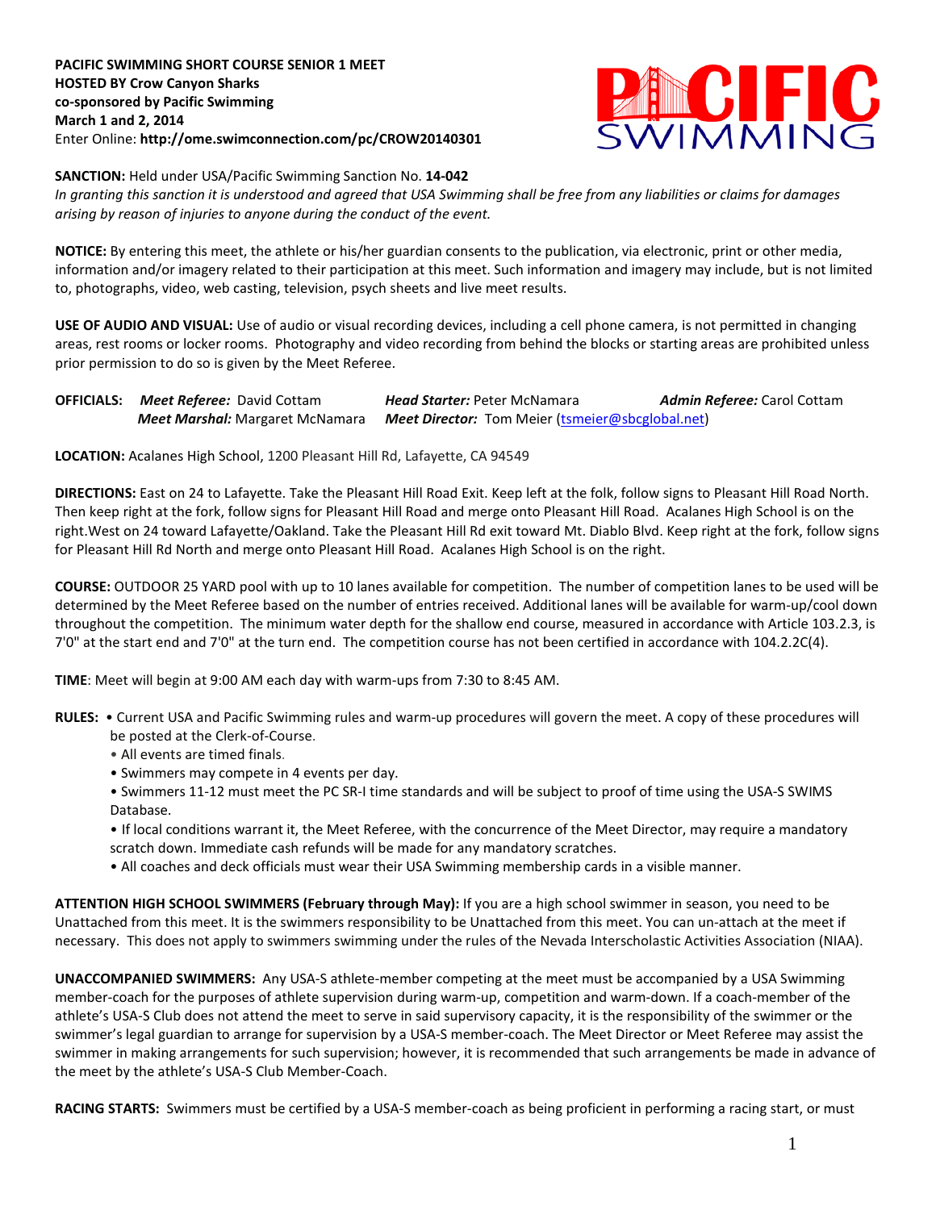**PACIFIC SWIMMING SHORT COURSE SENIOR 1 MEET**
**HOSTED BY Crow Canyon Sharks**
**co-sponsored by Pacific Swimming**
**March 1 and 2, 2014**
Enter Online: **http://ome.swimconnection.com/pc/CROW20140301**

**SANCTION:** Held under USA/Pacific Swimming Sanction No. **14-042**
*In granting this sanction it is understood and agreed that USA Swimming shall be free from any liabilities or claims for damages arising by reason of injuries to anyone during the conduct of the event.*

**NOTICE:** By entering this meet, the athlete or his/her guardian consents to the publication, via electronic, print or other media, information and/or imagery related to their participation at this meet. Such information and imagery may include, but is not limited to, photographs, video, web casting, television, psych sheets and live meet results.

**USE OF AUDIO AND VISUAL:** Use of audio or visual recording devices, including a cell phone camera, is not permitted in changing areas, rest rooms or locker rooms. Photography and video recording from behind the blocks or starting areas are prohibited unless prior permission to do so is given by the Meet Referee.

**OFFICIALS:** ***Meet Referee:*** David Cottam ***Head Starter:*** Peter McNamara ***Admin Referee:*** Carol Cottam
***Meet Marshal:*** Margaret McNamara ***Meet Director:*** Tom Meier (tsmeier@sbcglobal.net)

**LOCATION:** Acalanes High School, 1200 Pleasant Hill Rd, Lafayette, CA 94549

**DIRECTIONS:** East on 24 to Lafayette. Take the Pleasant Hill Road Exit. Keep left at the folk, follow signs to Pleasant Hill Road North. Then keep right at the fork, follow signs for Pleasant Hill Road and merge onto Pleasant Hill Road. Acalanes High School is on the right.West on 24 toward Lafayette/Oakland. Take the Pleasant Hill Rd exit toward Mt. Diablo Blvd. Keep right at the fork, follow signs for Pleasant Hill Rd North and merge onto Pleasant Hill Road. Acalanes High School is on the right.

**COURSE:** OUTDOOR 25 YARD pool with up to 10 lanes available for competition. The number of competition lanes to be used will be determined by the Meet Referee based on the number of entries received. Additional lanes will be available for warm-up/cool down throughout the competition. The minimum water depth for the shallow end course, measured in accordance with Article 103.2.3, is 7'0" at the start end and 7'0" at the turn end. The competition course has not been certified in accordance with 104.2.2C(4).

**TIME**: Meet will begin at 9:00 AM each day with warm-ups from 7:30 to 8:45 AM.

**RULES:**
- Current USA and Pacific Swimming rules and warm-up procedures will govern the meet. A copy of these procedures will be posted at the Clerk-of-Course.
- All events are timed finals.
- Swimmers may compete in 4 events per day.
- Swimmers 11-12 must meet the PC SR-I time standards and will be subject to proof of time using the USA-S SWIMS Database.
- If local conditions warrant it, the Meet Referee, with the concurrence of the Meet Director, may require a mandatory scratch down. Immediate cash refunds will be made for any mandatory scratches.
- All coaches and deck officials must wear their USA Swimming membership cards in a visible manner.

**ATTENTION HIGH SCHOOL SWIMMERS (February through May):** If you are a high school swimmer in season, you need to be Unattached from this meet. It is the swimmers responsibility to be Unattached from this meet. You can un-attach at the meet if necessary. This does not apply to swimmers swimming under the rules of the Nevada Interscholastic Activities Association (NIAA).

**UNACCOMPANIED SWIMMERS:** Any USA-S athlete-member competing at the meet must be accompanied by a USA Swimming member-coach for the purposes of athlete supervision during warm-up, competition and warm-down. If a coach-member of the athlete's USA-S Club does not attend the meet to serve in said supervisory capacity, it is the responsibility of the swimmer or the swimmer's legal guardian to arrange for supervision by a USA-S member-coach. The Meet Director or Meet Referee may assist the swimmer in making arrangements for such supervision; however, it is recommended that such arrangements be made in advance of the meet by the athlete's USA-S Club Member-Coach.

**RACING STARTS:** Swimmers must be certified by a USA-S member-coach as being proficient in performing a racing start, or must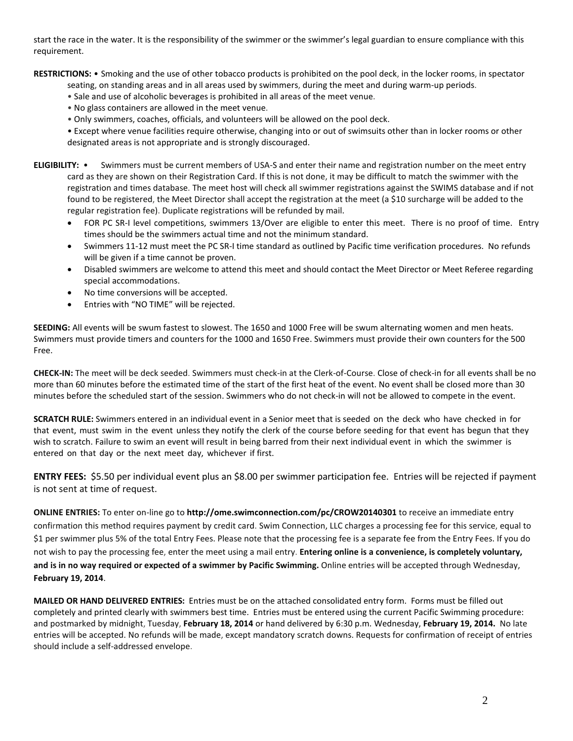start the race in the water. It is the responsibility of the swimmer or the swimmer's legal guardian to ensure compliance with this requirement.

**RESTRICTIONS:** • Smoking and the use of other tobacco products is prohibited on the pool deck, in the locker rooms, in spectator seating, on standing areas and in all areas used by swimmers, during the meet and during warm-up periods.
- Sale and use of alcoholic beverages is prohibited in all areas of the meet venue.
- No glass containers are allowed in the meet venue.
- Only swimmers, coaches, officials, and volunteers will be allowed on the pool deck.
- Except where venue facilities require otherwise, changing into or out of swimsuits other than in locker rooms or other designated areas is not appropriate and is strongly discouraged.

**ELIGIBILITY:** • Swimmers must be current members of USA-S and enter their name and registration number on the meet entry card as they are shown on their Registration Card. If this is not done, it may be difficult to match the swimmer with the registration and times database. The meet host will check all swimmer registrations against the SWIMS database and if not found to be registered, the Meet Director shall accept the registration at the meet (a $10 surcharge will be added to the regular registration fee). Duplicate registrations will be refunded by mail.
- FOR PC SR-I level competitions, swimmers 13/Over are eligible to enter this meet. There is no proof of time. Entry times should be the swimmers actual time and not the minimum standard.
- Swimmers 11-12 must meet the PC SR-I time standard as outlined by Pacific time verification procedures. No refunds will be given if a time cannot be proven.
- Disabled swimmers are welcome to attend this meet and should contact the Meet Director or Meet Referee regarding special accommodations.
- No time conversions will be accepted.
- Entries with "NO TIME" will be rejected.

**SEEDING:** All events will be swum fastest to slowest. The 1650 and 1000 Free will be swum alternating women and men heats. Swimmers must provide timers and counters for the 1000 and 1650 Free. Swimmers must provide their own counters for the 500 Free.

**CHECK-IN:** The meet will be deck seeded. Swimmers must check-in at the Clerk-of-Course. Close of check-in for all events shall be no more than 60 minutes before the estimated time of the start of the first heat of the event. No event shall be closed more than 30 minutes before the scheduled start of the session. Swimmers who do not check-in will not be allowed to compete in the event.

**SCRATCH RULE:** Swimmers entered in an individual event in a Senior meet that is seeded on the deck who have checked in for that event, must swim in the event unless they notify the clerk of the course before seeding for that event has begun that they wish to scratch. Failure to swim an event will result in being barred from their next individual event in which the swimmer is entered on that day or the next meet day, whichever if first.

**ENTRY FEES:** $5.50 per individual event plus an $8.00 per swimmer participation fee. Entries will be rejected if payment is not sent at time of request.

**ONLINE ENTRIES:** To enter on-line go to **http://ome.swimconnection.com/pc/CROW20140301** to receive an immediate entry confirmation this method requires payment by credit card. Swim Connection, LLC charges a processing fee for this service, equal to $1 per swimmer plus 5% of the total Entry Fees. Please note that the processing fee is a separate fee from the Entry Fees. If you do not wish to pay the processing fee, enter the meet using a mail entry. **Entering online is a convenience, is completely voluntary, and is in no way required or expected of a swimmer by Pacific Swimming.** Online entries will be accepted through Wednesday, **February 19, 2014**.

**MAILED OR HAND DELIVERED ENTRIES:** Entries must be on the attached consolidated entry form. Forms must be filled out completely and printed clearly with swimmers best time. Entries must be entered using the current Pacific Swimming procedure: and postmarked by midnight, Tuesday, **February 18, 2014** or hand delivered by 6:30 p.m. Wednesday, **February 19, 2014.** No late entries will be accepted. No refunds will be made, except mandatory scratch downs. Requests for confirmation of receipt of entries should include a self-addressed envelope.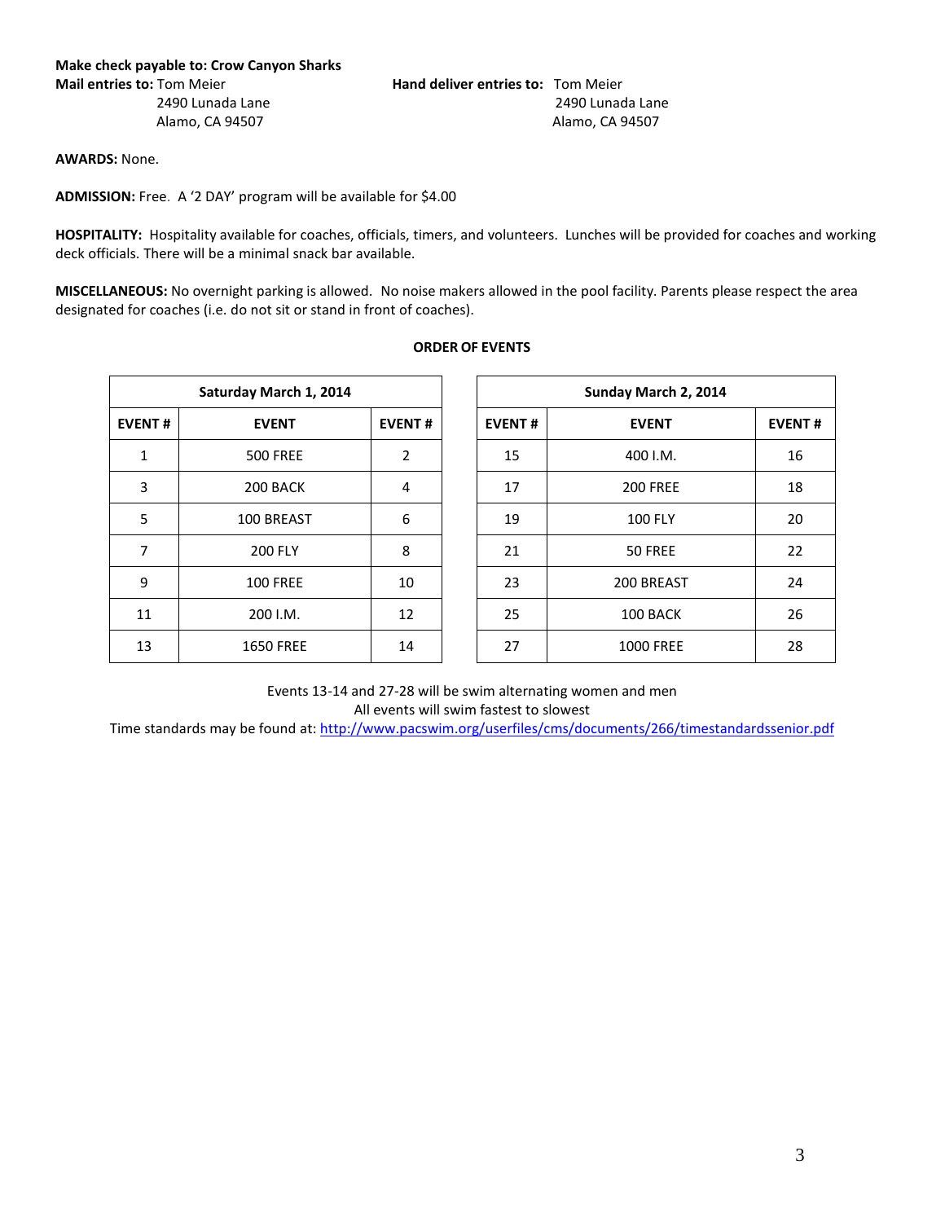**Make check payable to: Crow Canyon Sharks**

**Mail entries to:** Tom Meier
2490 Lunada Lane
Alamo, CA 94507

**Hand deliver entries to:** Tom Meier
2490 Lunada Lane
Alamo, CA 94507

**AWARDS:** None.

**ADMISSION:** Free. A '2 DAY' program will be available for $4.00

**HOSPITALITY:** Hospitality available for coaches, officials, timers, and volunteers. Lunches will be provided for coaches and working deck officials. There will be a minimal snack bar available.

**MISCELLANEOUS:** No overnight parking is allowed. No noise makers allowed in the pool facility. Parents please respect the area designated for coaches (i.e. do not sit or stand in front of coaches).

**ORDER OF EVENTS**

| Saturday March 1, 2014 | | |
|---|---|---|
| **EVENT #** | **EVENT** | **EVENT #** |
| 1 | 500 FREE | 2 |
| 3 | 200 BACK | 4 |
| 5 | 100 BREAST | 6 |
| 7 | 200 FLY | 8 |
| 9 | 100 FREE | 10 |
| 11 | 200 I.M. | 12 |
| 13 | 1650 FREE | 14 |

| Sunday March 2, 2014 | | |
|---|---|---|
| **EVENT #** | **EVENT** | **EVENT #** |
| 15 | 400 I.M. | 16 |
| 17 | 200 FREE | 18 |
| 19 | 100 FLY | 20 |
| 21 | 50 FREE | 22 |
| 23 | 200 BREAST | 24 |
| 25 | 100 BACK | 26 |
| 27 | 1000 FREE | 28 |

Events 13-14 and 27-28 will be swim alternating women and men
All events will swim fastest to slowest
Time standards may be found at: http://www.pacswim.org/userfiles/cms/documents/266/timestandardssenior.pdf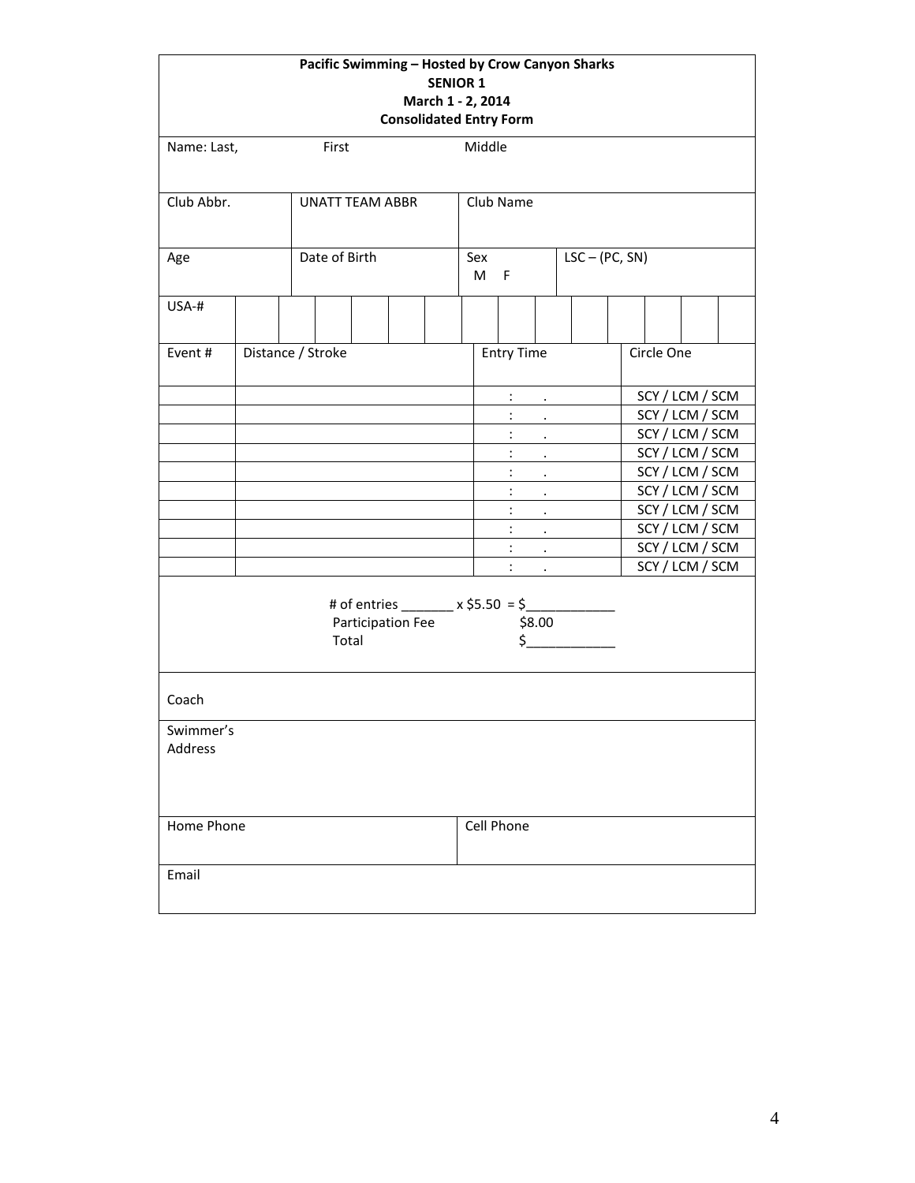**Pacific Swimming – Hosted by Crow Canyon Sharks**
**SENIOR 1**
**March 1 - 2, 2014**
**Consolidated Entry Form**

| Name: Last, | First | Middle |
|---|---|---|
| | | |

| Club Abbr. | UNATT TEAM ABBR | Club Name |
|---|---|---|
| | | |

| Age | Date of Birth | Sex M F | LSC – (PC, SN) |
|---|---|---|---|
| | | | |

| USA-# | | | | | | | | | | | | | | |
|---|---|---|---|---|---|---|---|---|---|---|---|---|---|---|

| Event # | Distance / Stroke | Entry Time | Circle One |
|---|---|---|---|
| | | : . | SCY / LCM / SCM |
| | | : . | SCY / LCM / SCM |
| | | : . | SCY / LCM / SCM |
| | | : . | SCY / LCM / SCM |
| | | : . | SCY / LCM / SCM |
| | | : . | SCY / LCM / SCM |
| | | : . | SCY / LCM / SCM |
| | | : . | SCY / LCM / SCM |
| | | : . | SCY / LCM / SCM |
| | | : . | SCY / LCM / SCM |

# of entries _______ x $5.50 = $____________
Participation Fee $8.00
Total $____________

Coach

Swimmer's Address

| Home Phone | Cell Phone |
|---|---|
| | |

Email